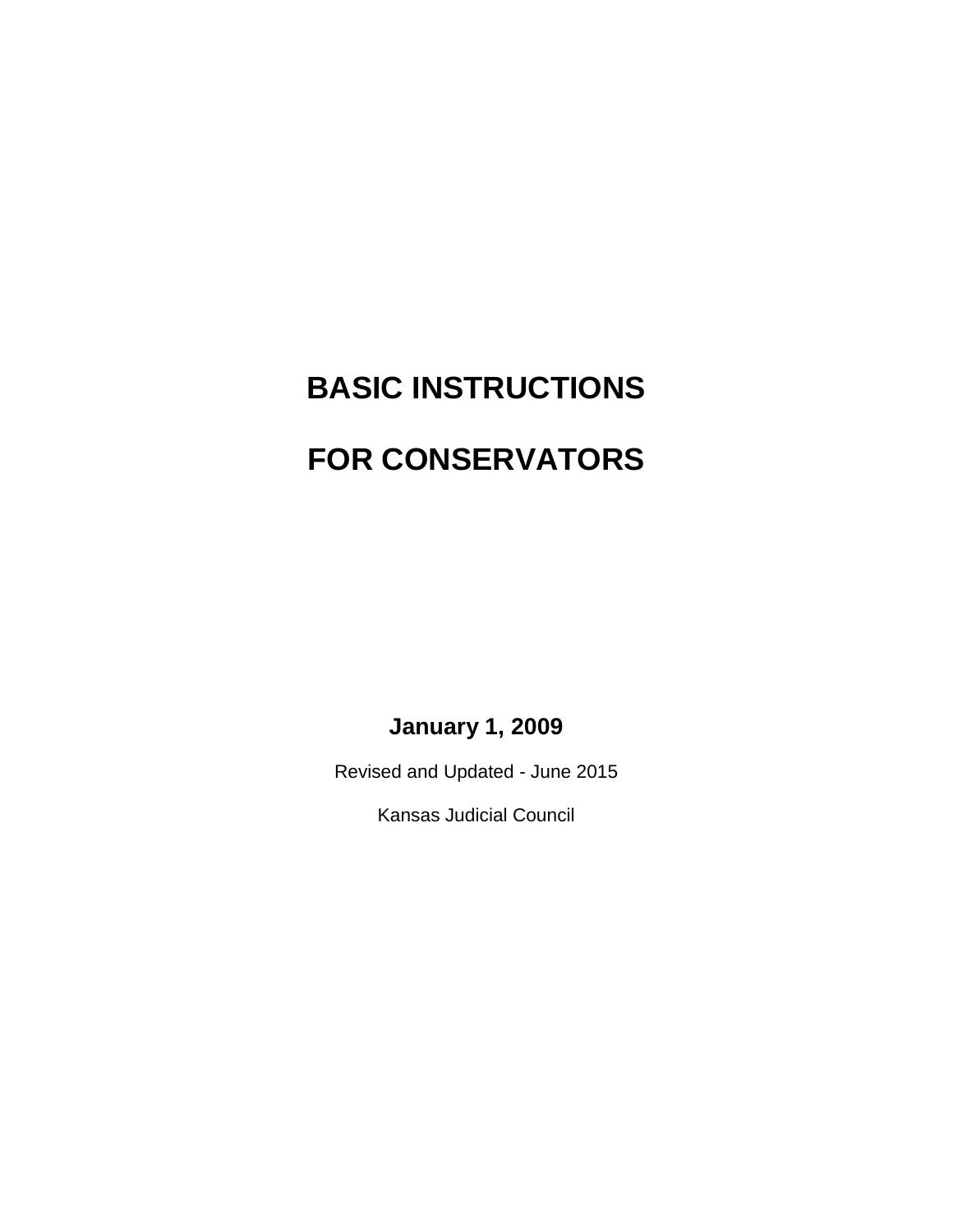# BASIC INSTRUCTIONS

# FOR CONSERVATORS

**January 1, 2009**

Revised and Updated - June 2015

Kansas Judicial Council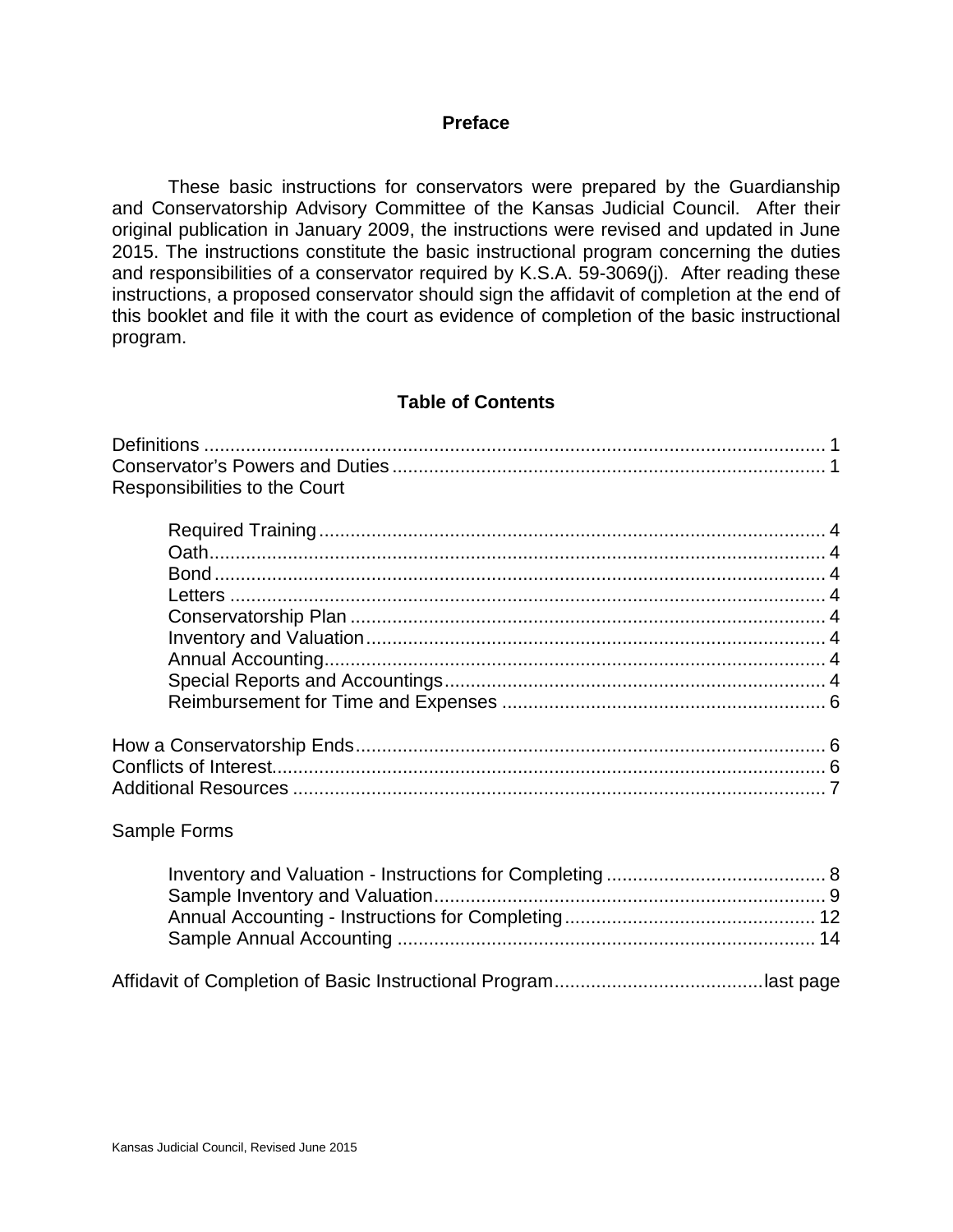## Preface

These basic instructions for conservators were prepared by the Guardianship and Conservatorship Advisory Committee of the Kansas Judicial Council. After their original publication in January 2009, the instructions were revised and updated in June 2015. The instructions constitute the basic instructional program concerning the duties and responsibilities of a conservator required by K.S.A. 59-3069(j). After reading these instructions, a proposed conservator should sign the affidavit of completion at the end of this booklet and file it with the court as evidence of completion of the basic instructional program.

## Table of Contents

Definitions ........................................................................................................... 1
Conservator's Powers and Duties ...................................................................... 1
Responsibilities to the Court

- Required Training ........................................................................................ 4
- Oath ............................................................................................................. 4
- Bond ............................................................................................................ 4
- Letters .......................................................................................................... 4
- Conservatorship Plan .................................................................................. 4
- Inventory and Valuation ............................................................................... 4
- Annual Accounting ....................................................................................... 4
- Special Reports and Accountings ................................................................ 4
- Reimbursement for Time and Expenses ...................................................... 6

How a Conservatorship Ends .............................................................................. 6
Conflicts of Interest ............................................................................................. 6
Additional Resources .......................................................................................... 7

Sample Forms

- Inventory and Valuation - Instructions for Completing .................................. 8
- Sample Inventory and Valuation ................................................................... 9
- Annual Accounting - Instructions for Completing ......................................... 12
- Sample Annual Accounting ......................................................................... 14

Affidavit of Completion of Basic Instructional Program ......................................... last page

Kansas Judicial Council, Revised June 2015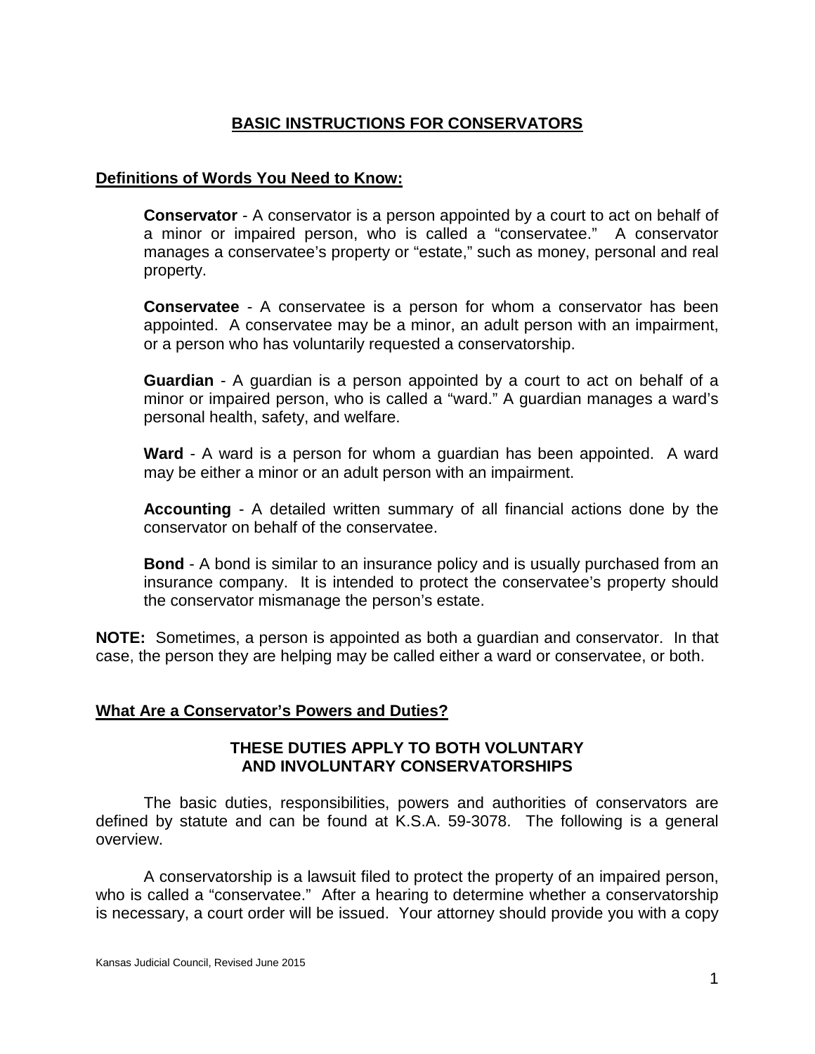# BASIC INSTRUCTIONS FOR CONSERVATORS

## Definitions of Words You Need to Know:

**Conservator** - A conservator is a person appointed by a court to act on behalf of a minor or impaired person, who is called a "conservatee." A conservator manages a conservatee's property or "estate," such as money, personal and real property.

**Conservatee** - A conservatee is a person for whom a conservator has been appointed. A conservatee may be a minor, an adult person with an impairment, or a person who has voluntarily requested a conservatorship.

**Guardian** - A guardian is a person appointed by a court to act on behalf of a minor or impaired person, who is called a "ward." A guardian manages a ward's personal health, safety, and welfare.

**Ward** - A ward is a person for whom a guardian has been appointed. A ward may be either a minor or an adult person with an impairment.

**Accounting** - A detailed written summary of all financial actions done by the conservator on behalf of the conservatee.

**Bond** - A bond is similar to an insurance policy and is usually purchased from an insurance company. It is intended to protect the conservatee's property should the conservator mismanage the person's estate.

**NOTE:** Sometimes, a person is appointed as both a guardian and conservator. In that case, the person they are helping may be called either a ward or conservatee, or both.

## What Are a Conservator's Powers and Duties?

### THESE DUTIES APPLY TO BOTH VOLUNTARY AND INVOLUNTARY CONSERVATORSHIPS

The basic duties, responsibilities, powers and authorities of conservators are defined by statute and can be found at K.S.A. 59-3078. The following is a general overview.

A conservatorship is a lawsuit filed to protect the property of an impaired person, who is called a "conservatee." After a hearing to determine whether a conservatorship is necessary, a court order will be issued. Your attorney should provide you with a copy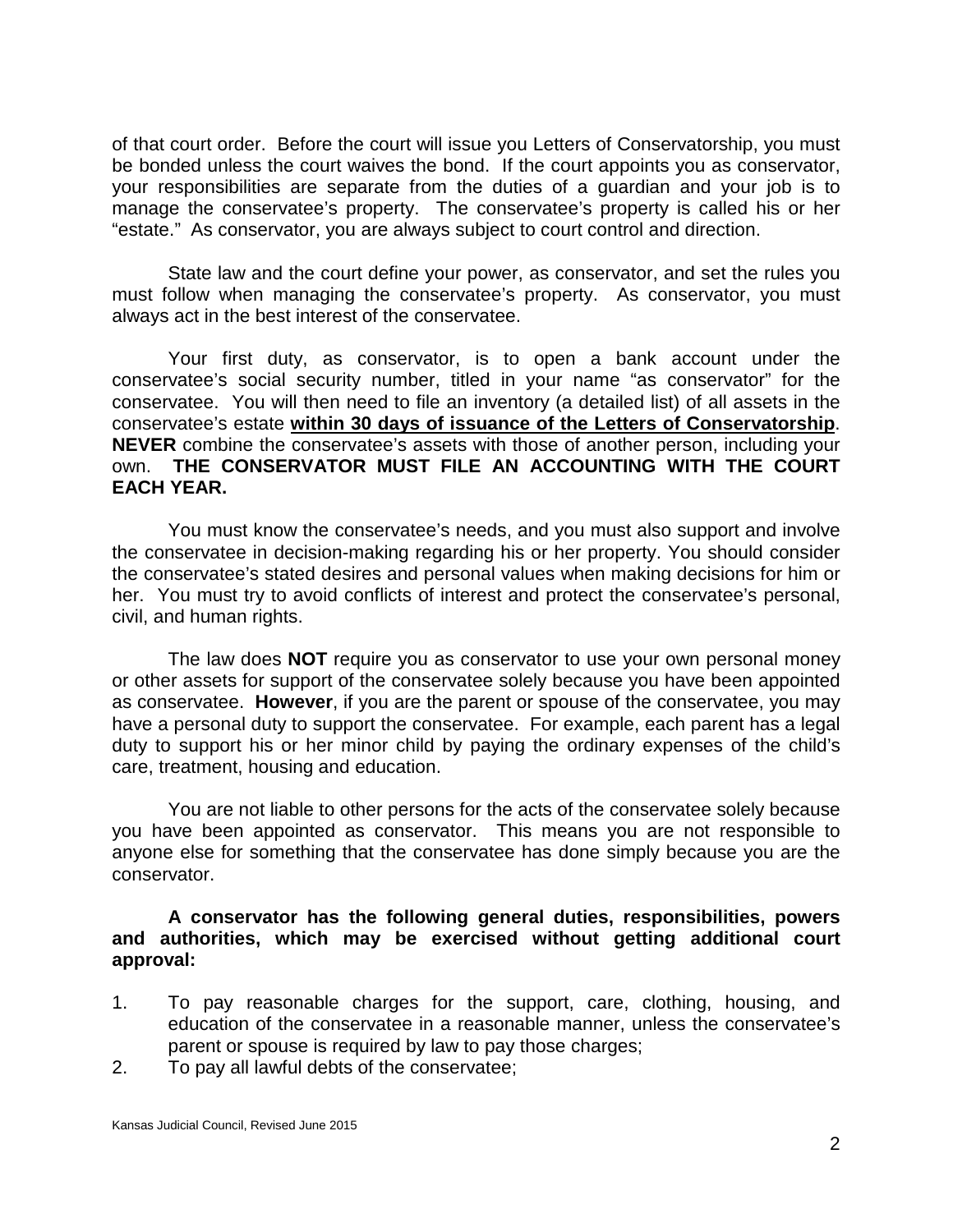of that court order. Before the court will issue you Letters of Conservatorship, you must be bonded unless the court waives the bond. If the court appoints you as conservator, your responsibilities are separate from the duties of a guardian and your job is to manage the conservatee's property. The conservatee's property is called his or her "estate." As conservator, you are always subject to court control and direction.

State law and the court define your power, as conservator, and set the rules you must follow when managing the conservatee's property. As conservator, you must always act in the best interest of the conservatee.

Your first duty, as conservator, is to open a bank account under the conservatee's social security number, titled in your name "as conservator" for the conservatee. You will then need to file an inventory (a detailed list) of all assets in the conservatee's estate **<u>within 30 days of issuance of the Letters of Conservatorship</u>**. **NEVER** combine the conservatee's assets with those of another person, including your own. **THE CONSERVATOR MUST FILE AN ACCOUNTING WITH THE COURT EACH YEAR.**

You must know the conservatee's needs, and you must also support and involve the conservatee in decision-making regarding his or her property. You should consider the conservatee's stated desires and personal values when making decisions for him or her. You must try to avoid conflicts of interest and protect the conservatee's personal, civil, and human rights.

The law does **NOT** require you as conservator to use your own personal money or other assets for support of the conservatee solely because you have been appointed as conservatee. **However**, if you are the parent or spouse of the conservatee, you may have a personal duty to support the conservatee. For example, each parent has a legal duty to support his or her minor child by paying the ordinary expenses of the child's care, treatment, housing and education.

You are not liable to other persons for the acts of the conservatee solely because you have been appointed as conservator. This means you are not responsible to anyone else for something that the conservatee has done simply because you are the conservator.

**A conservator has the following general duties, responsibilities, powers and authorities, which may be exercised without getting additional court approval:**

1. To pay reasonable charges for the support, care, clothing, housing, and education of the conservatee in a reasonable manner, unless the conservatee's parent or spouse is required by law to pay those charges;
2. To pay all lawful debts of the conservatee;

Kansas Judicial Council, Revised June 2015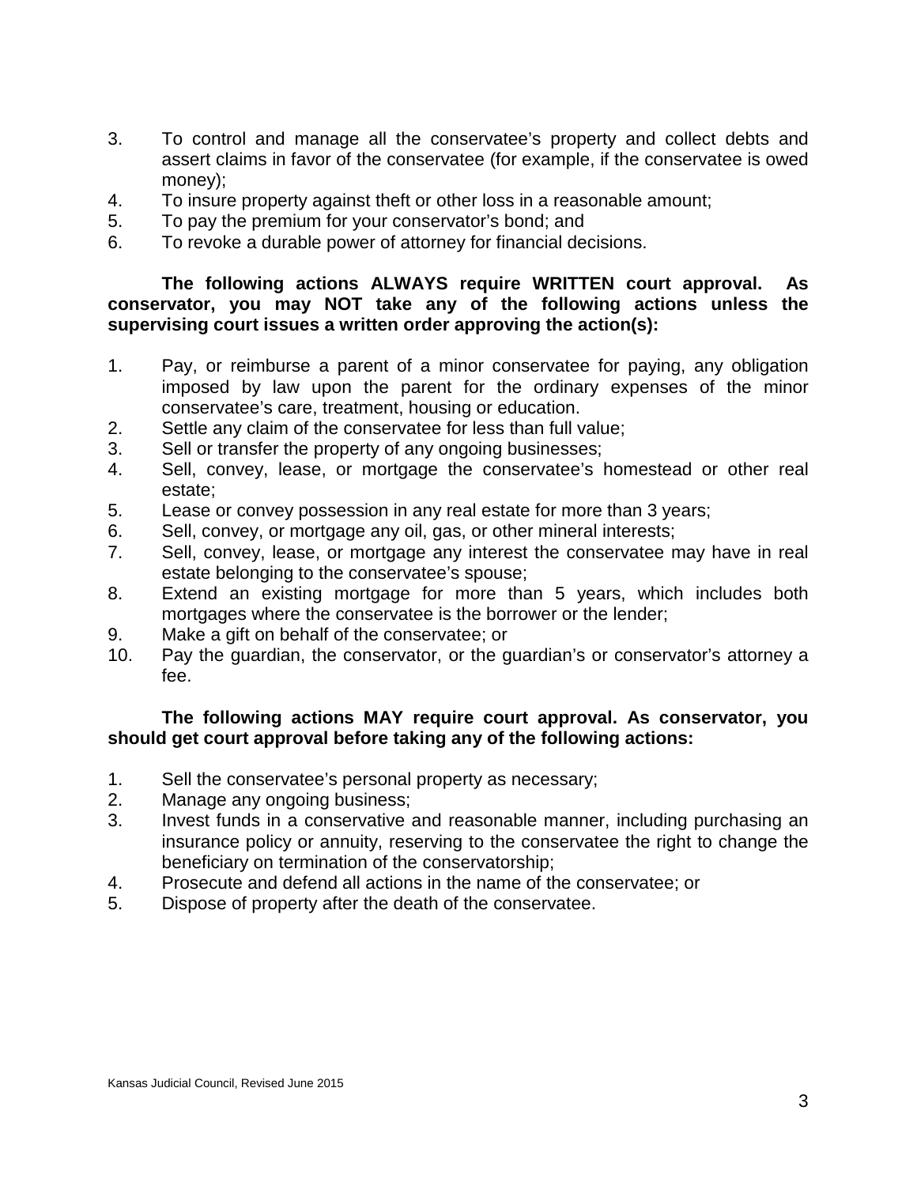3. To control and manage all the conservatee's property and collect debts and assert claims in favor of the conservatee (for example, if the conservatee is owed money);
4. To insure property against theft or other loss in a reasonable amount;
5. To pay the premium for your conservator's bond; and
6. To revoke a durable power of attorney for financial decisions.

**The following actions ALWAYS require WRITTEN court approval. As conservator, you may NOT take any of the following actions unless the supervising court issues a written order approving the action(s):**

1. Pay, or reimburse a parent of a minor conservatee for paying, any obligation imposed by law upon the parent for the ordinary expenses of the minor conservatee's care, treatment, housing or education.
2. Settle any claim of the conservatee for less than full value;
3. Sell or transfer the property of any ongoing businesses;
4. Sell, convey, lease, or mortgage the conservatee's homestead or other real estate;
5. Lease or convey possession in any real estate for more than 3 years;
6. Sell, convey, or mortgage any oil, gas, or other mineral interests;
7. Sell, convey, lease, or mortgage any interest the conservatee may have in real estate belonging to the conservatee's spouse;
8. Extend an existing mortgage for more than 5 years, which includes both mortgages where the conservatee is the borrower or the lender;
9. Make a gift on behalf of the conservatee; or
10. Pay the guardian, the conservator, or the guardian's or conservator's attorney a fee.

**The following actions MAY require court approval. As conservator, you should get court approval before taking any of the following actions:**

1. Sell the conservatee's personal property as necessary;
2. Manage any ongoing business;
3. Invest funds in a conservative and reasonable manner, including purchasing an insurance policy or annuity, reserving to the conservatee the right to change the beneficiary on termination of the conservatorship;
4. Prosecute and defend all actions in the name of the conservatee; or
5. Dispose of property after the death of the conservatee.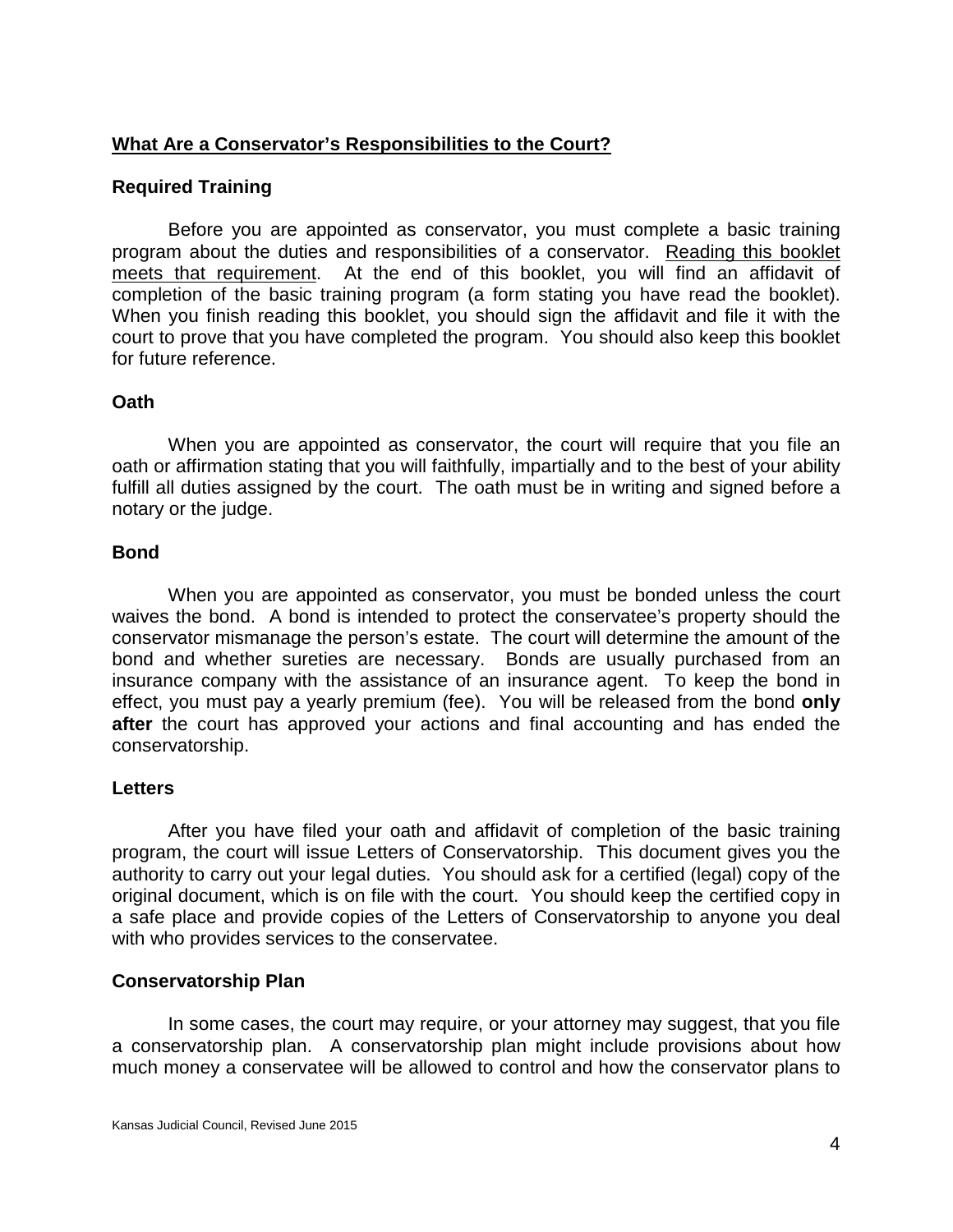## <u>What Are a Conservator's Responsibilities to the Court?</u>

### Required Training

Before you are appointed as conservator, you must complete a basic training program about the duties and responsibilities of a conservator. <u>Reading this booklet meets that requirement</u>. At the end of this booklet, you will find an affidavit of completion of the basic training program (a form stating you have read the booklet). When you finish reading this booklet, you should sign the affidavit and file it with the court to prove that you have completed the program. You should also keep this booklet for future reference.

### Oath

When you are appointed as conservator, the court will require that you file an oath or affirmation stating that you will faithfully, impartially and to the best of your ability fulfill all duties assigned by the court. The oath must be in writing and signed before a notary or the judge.

### Bond

When you are appointed as conservator, you must be bonded unless the court waives the bond. A bond is intended to protect the conservatee's property should the conservator mismanage the person's estate. The court will determine the amount of the bond and whether sureties are necessary. Bonds are usually purchased from an insurance company with the assistance of an insurance agent. To keep the bond in effect, you must pay a yearly premium (fee). You will be released from the bond **only after** the court has approved your actions and final accounting and has ended the conservatorship.

### Letters

After you have filed your oath and affidavit of completion of the basic training program, the court will issue Letters of Conservatorship. This document gives you the authority to carry out your legal duties. You should ask for a certified (legal) copy of the original document, which is on file with the court. You should keep the certified copy in a safe place and provide copies of the Letters of Conservatorship to anyone you deal with who provides services to the conservatee.

### Conservatorship Plan

In some cases, the court may require, or your attorney may suggest, that you file a conservatorship plan. A conservatorship plan might include provisions about how much money a conservatee will be allowed to control and how the conservator plans to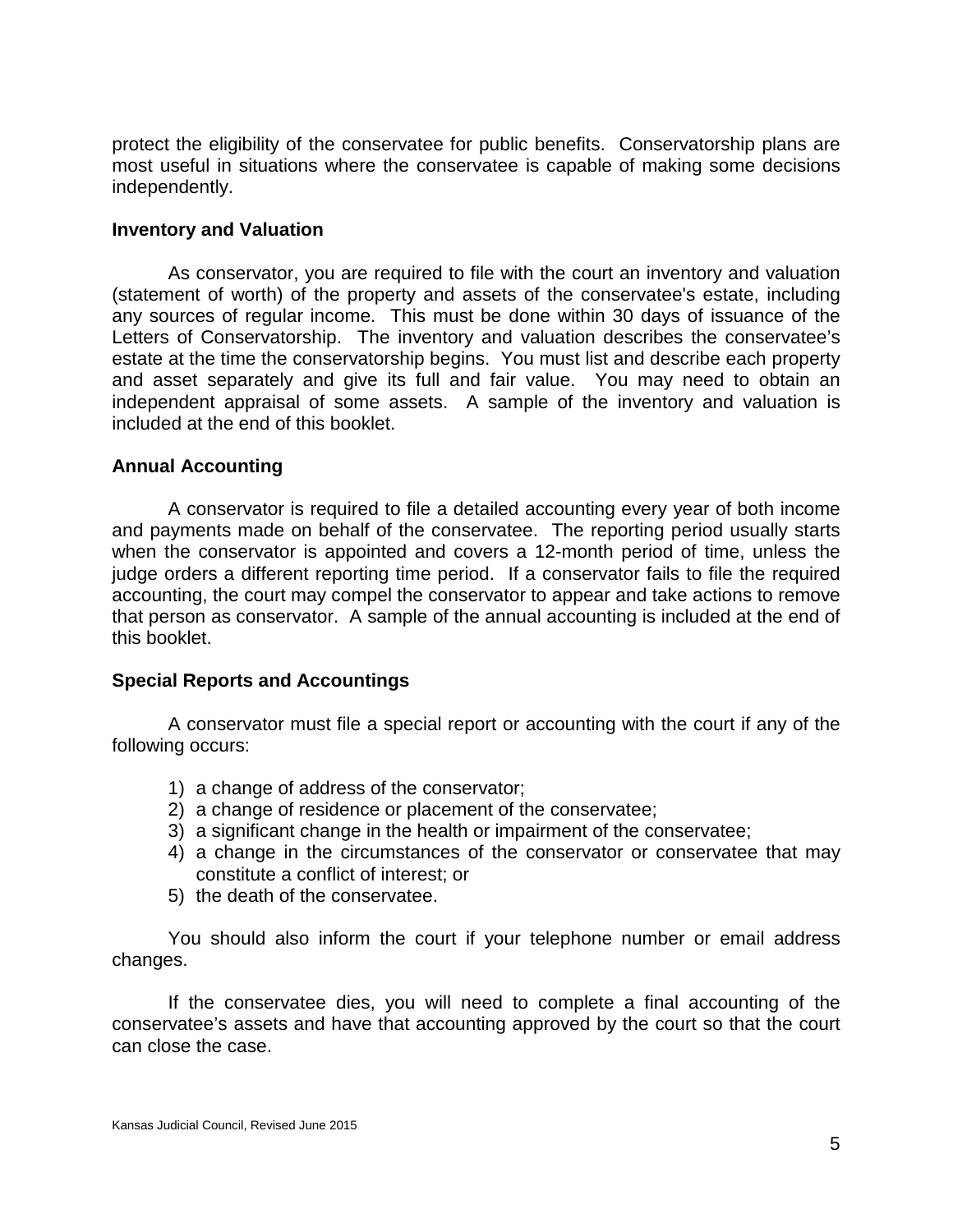protect the eligibility of the conservatee for public benefits. Conservatorship plans are most useful in situations where the conservatee is capable of making some decisions independently.

**Inventory and Valuation**

As conservator, you are required to file with the court an inventory and valuation (statement of worth) of the property and assets of the conservatee's estate, including any sources of regular income. This must be done within 30 days of issuance of the Letters of Conservatorship. The inventory and valuation describes the conservatee's estate at the time the conservatorship begins. You must list and describe each property and asset separately and give its full and fair value. You may need to obtain an independent appraisal of some assets. A sample of the inventory and valuation is included at the end of this booklet.

**Annual Accounting**

A conservator is required to file a detailed accounting every year of both income and payments made on behalf of the conservatee. The reporting period usually starts when the conservator is appointed and covers a 12-month period of time, unless the judge orders a different reporting time period. If a conservator fails to file the required accounting, the court may compel the conservator to appear and take actions to remove that person as conservator. A sample of the annual accounting is included at the end of this booklet.

**Special Reports and Accountings**

A conservator must file a special report or accounting with the court if any of the following occurs:

1) a change of address of the conservator;
2) a change of residence or placement of the conservatee;
3) a significant change in the health or impairment of the conservatee;
4) a change in the circumstances of the conservator or conservatee that may constitute a conflict of interest; or
5) the death of the conservatee.

You should also inform the court if your telephone number or email address changes.

If the conservatee dies, you will need to complete a final accounting of the conservatee's assets and have that accounting approved by the court so that the court can close the case.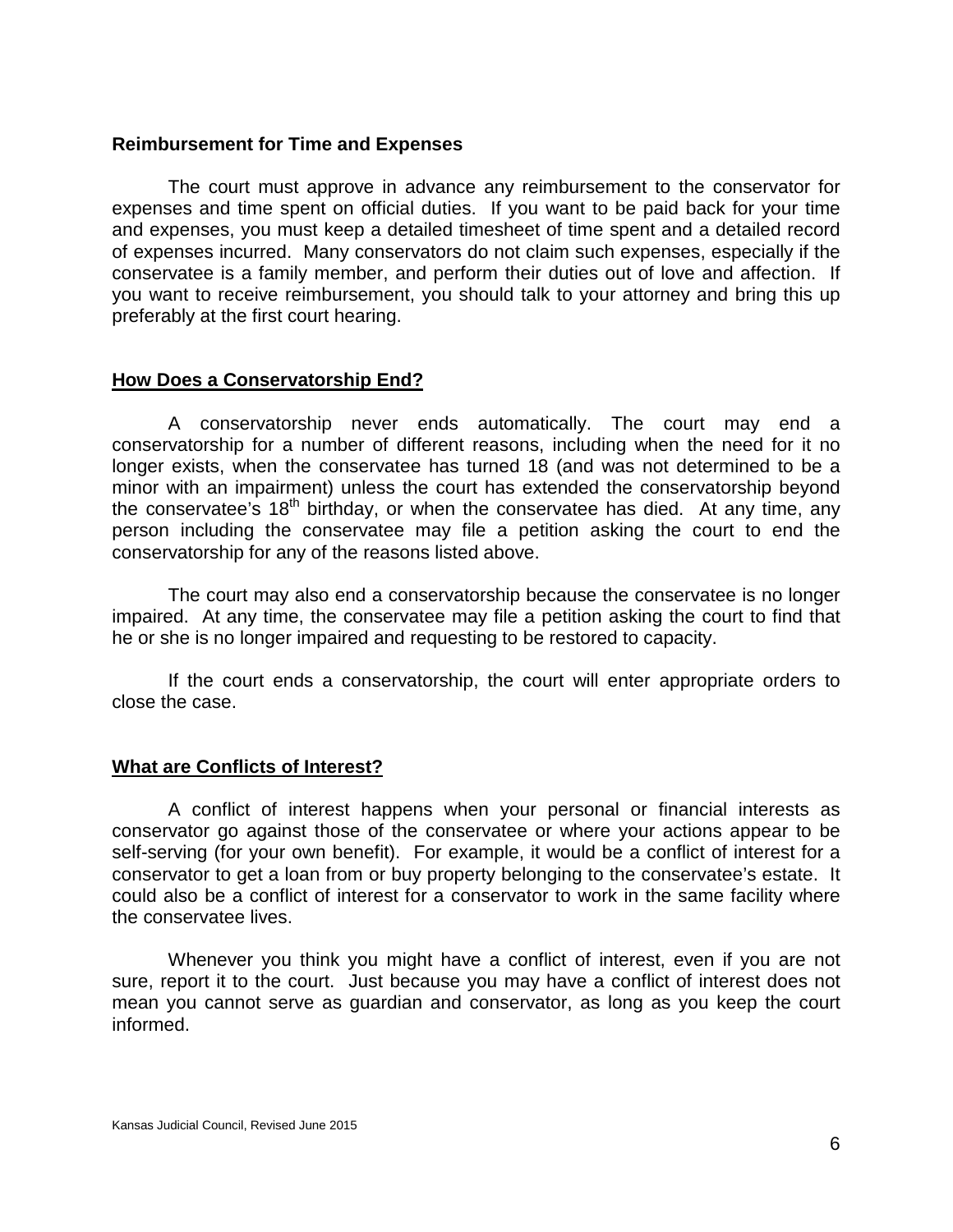### **Reimbursement for Time and Expenses**

The court must approve in advance any reimbursement to the conservator for expenses and time spent on official duties. If you want to be paid back for your time and expenses, you must keep a detailed timesheet of time spent and a detailed record of expenses incurred. Many conservators do not claim such expenses, especially if the conservatee is a family member, and perform their duties out of love and affection. If you want to receive reimbursement, you should talk to your attorney and bring this up preferably at the first court hearing.

### **How Does a Conservatorship End?**

A conservatorship never ends automatically. The court may end a conservatorship for a number of different reasons, including when the need for it no longer exists, when the conservatee has turned 18 (and was not determined to be a minor with an impairment) unless the court has extended the conservatorship beyond the conservatee's 18th birthday, or when the conservatee has died. At any time, any person including the conservatee may file a petition asking the court to end the conservatorship for any of the reasons listed above.

The court may also end a conservatorship because the conservatee is no longer impaired. At any time, the conservatee may file a petition asking the court to find that he or she is no longer impaired and requesting to be restored to capacity.

If the court ends a conservatorship, the court will enter appropriate orders to close the case.

### **What are Conflicts of Interest?**

A conflict of interest happens when your personal or financial interests as conservator go against those of the conservatee or where your actions appear to be self-serving (for your own benefit). For example, it would be a conflict of interest for a conservator to get a loan from or buy property belonging to the conservatee's estate. It could also be a conflict of interest for a conservator to work in the same facility where the conservatee lives.

Whenever you think you might have a conflict of interest, even if you are not sure, report it to the court. Just because you may have a conflict of interest does not mean you cannot serve as guardian and conservator, as long as you keep the court informed.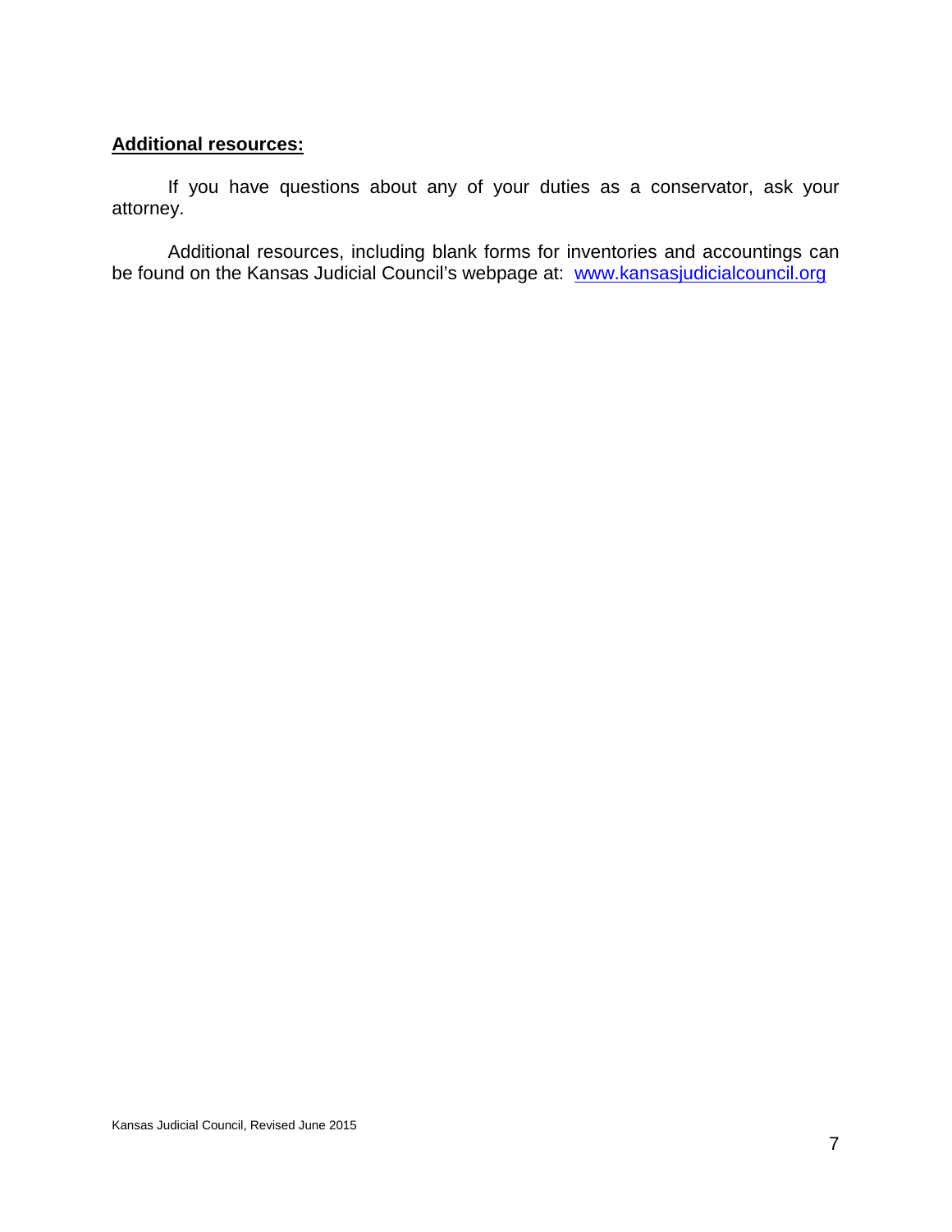**Additional resources:**

If you have questions about any of your duties as a conservator, ask your attorney.

Additional resources, including blank forms for inventories and accountings can be found on the Kansas Judicial Council's webpage at: [www.kansasjudicialcouncil.org](http://www.kansasjudicialcouncil.org)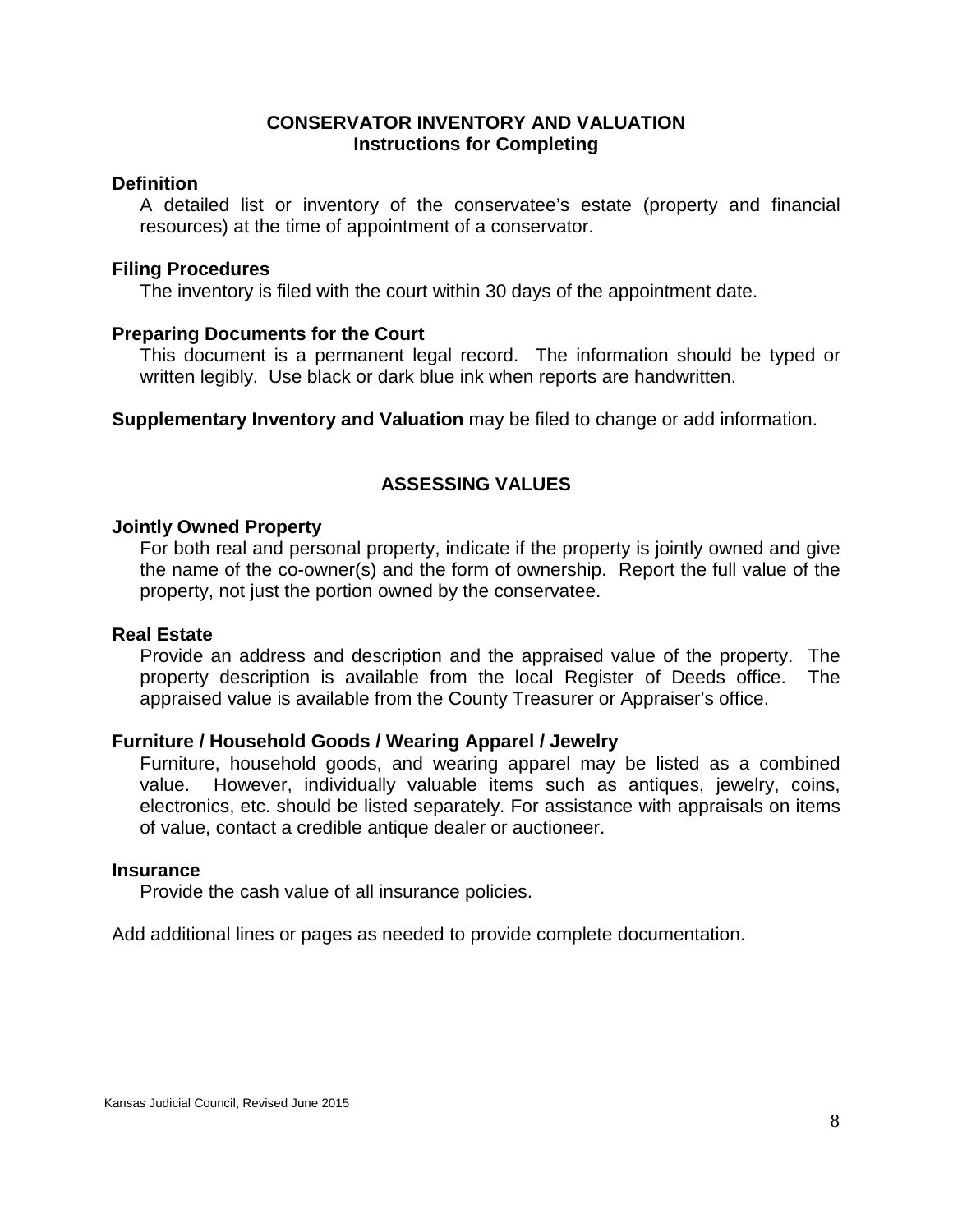# CONSERVATOR INVENTORY AND VALUATION
## Instructions for Completing

**Definition**

A detailed list or inventory of the conservatee's estate (property and financial resources) at the time of appointment of a conservator.

**Filing Procedures**

The inventory is filed with the court within 30 days of the appointment date.

**Preparing Documents for the Court**

This document is a permanent legal record. The information should be typed or written legibly. Use black or dark blue ink when reports are handwritten.

**Supplementary Inventory and Valuation** may be filed to change or add information.

## ASSESSING VALUES

**Jointly Owned Property**

For both real and personal property, indicate if the property is jointly owned and give the name of the co-owner(s) and the form of ownership. Report the full value of the property, not just the portion owned by the conservatee.

**Real Estate**

Provide an address and description and the appraised value of the property. The property description is available from the local Register of Deeds office. The appraised value is available from the County Treasurer or Appraiser's office.

**Furniture / Household Goods / Wearing Apparel / Jewelry**

Furniture, household goods, and wearing apparel may be listed as a combined value. However, individually valuable items such as antiques, jewelry, coins, electronics, etc. should be listed separately. For assistance with appraisals on items of value, contact a credible antique dealer or auctioneer.

**Insurance**

Provide the cash value of all insurance policies.

Add additional lines or pages as needed to provide complete documentation.

Kansas Judicial Council, Revised June 2015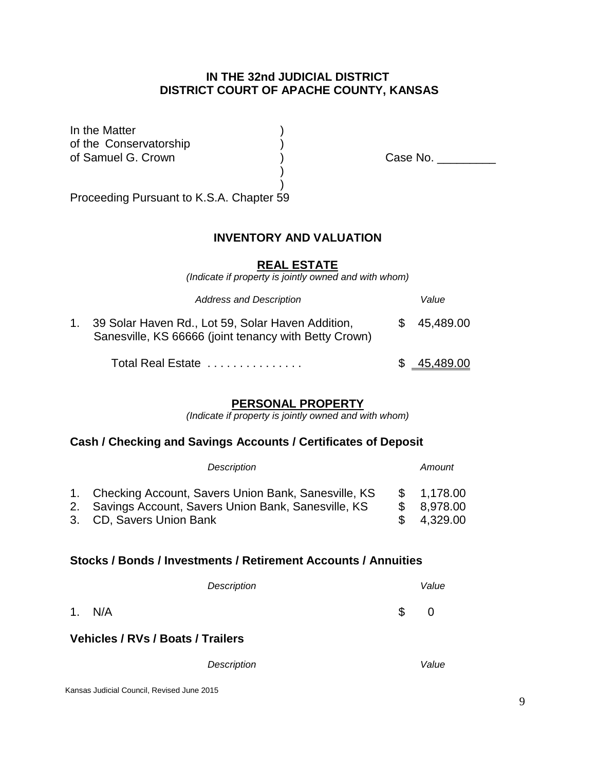**IN THE 32nd JUDICIAL DISTRICT**
**DISTRICT COURT OF APACHE COUNTY, KANSAS**

In the Matter )
of the Conservatorship )
of Samuel G. Crown ) Case No. _________
)
)
Proceeding Pursuant to K.S.A. Chapter 59

## INVENTORY AND VALUATION

### REAL ESTATE

*(Indicate if property is jointly owned and with whom)*

| | *Address and Description* | *Value* |
|---|---|---|
| 1. | 39 Solar Haven Rd., Lot 59, Solar Haven Addition, Sanesville, KS 66666 (joint tenancy with Betty Crown) | $ 45,489.00 |
| | Total Real Estate . . . . . . . . . . . . . . . | $ 45,489.00 |

### PERSONAL PROPERTY

*(Indicate if property is jointly owned and with whom)*

**Cash / Checking and Savings Accounts / Certificates of Deposit**

| | *Description* | *Amount* |
|---|---|---|
| 1. | Checking Account, Savers Union Bank, Sanesville, KS | $ 1,178.00 |
| 2. | Savings Account, Savers Union Bank, Sanesville, KS | $ 8,978.00 |
| 3. | CD, Savers Union Bank | $ 4,329.00 |

**Stocks / Bonds / Investments / Retirement Accounts / Annuities**

| | *Description* | *Value* |
|---|---|---|
| 1. | N/A | $ 0 |

**Vehicles / RVs / Boats / Trailers**

| | *Description* | *Value* |
|---|---|---|

Kansas Judicial Council, Revised June 2015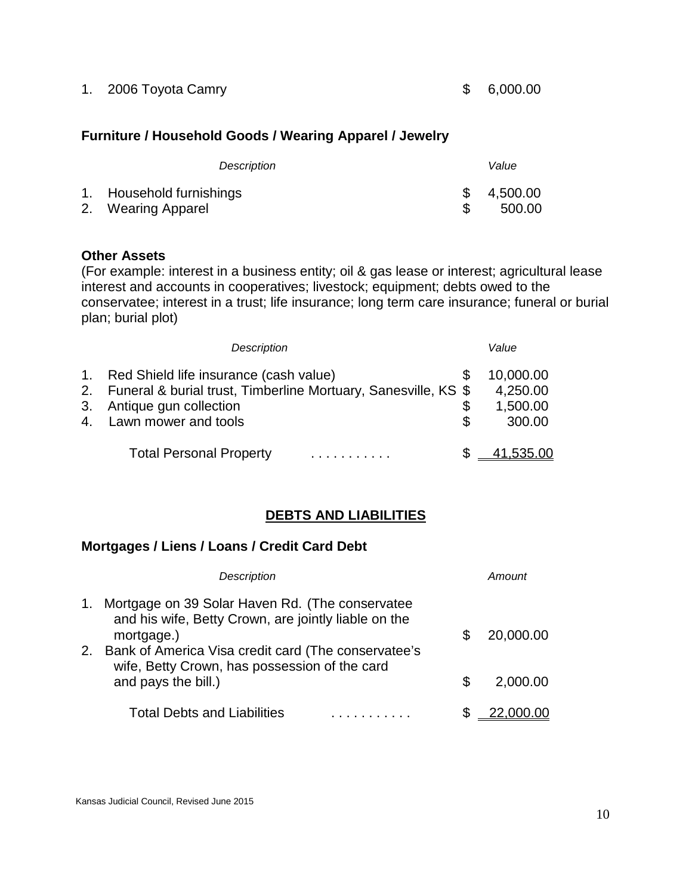1. 2006 Toyota Camry $ 6,000.00

### Furniture / Household Goods / Wearing Apparel / Jewelry

| Description | Value |
|---|---|
| 1. Household furnishings | $ 4,500.00 |
| 2. Wearing Apparel | $ 500.00 |

### Other Assets

(For example: interest in a business entity; oil & gas lease or interest; agricultural lease interest and accounts in cooperatives; livestock; equipment; debts owed to the conservatee; interest in a trust; life insurance; long term care insurance; funeral or burial plan; burial plot)

| Description | Value |
|---|---|
| 1. Red Shield life insurance (cash value) | $ 10,000.00 |
| 2. Funeral & burial trust, Timberline Mortuary, Sanesville, KS | $ 4,250.00 |
| 3. Antique gun collection | $ 1,500.00 |
| 4. Lawn mower and tools | $ 300.00 |
| Total Personal Property . . . . . . . . . . . | $ 41,535.00 |

## DEBTS AND LIABILITIES

### Mortgages / Liens / Loans / Credit Card Debt

| Description | Amount |
|---|---|
| 1. Mortgage on 39 Solar Haven Rd. (The conservatee and his wife, Betty Crown, are jointly liable on the mortgage.) | $ 20,000.00 |
| 2. Bank of America Visa credit card (The conservatee's wife, Betty Crown, has possession of the card and pays the bill.) | $ 2,000.00 |
| Total Debts and Liabilities . . . . . . . . . . . | $ 22,000.00 |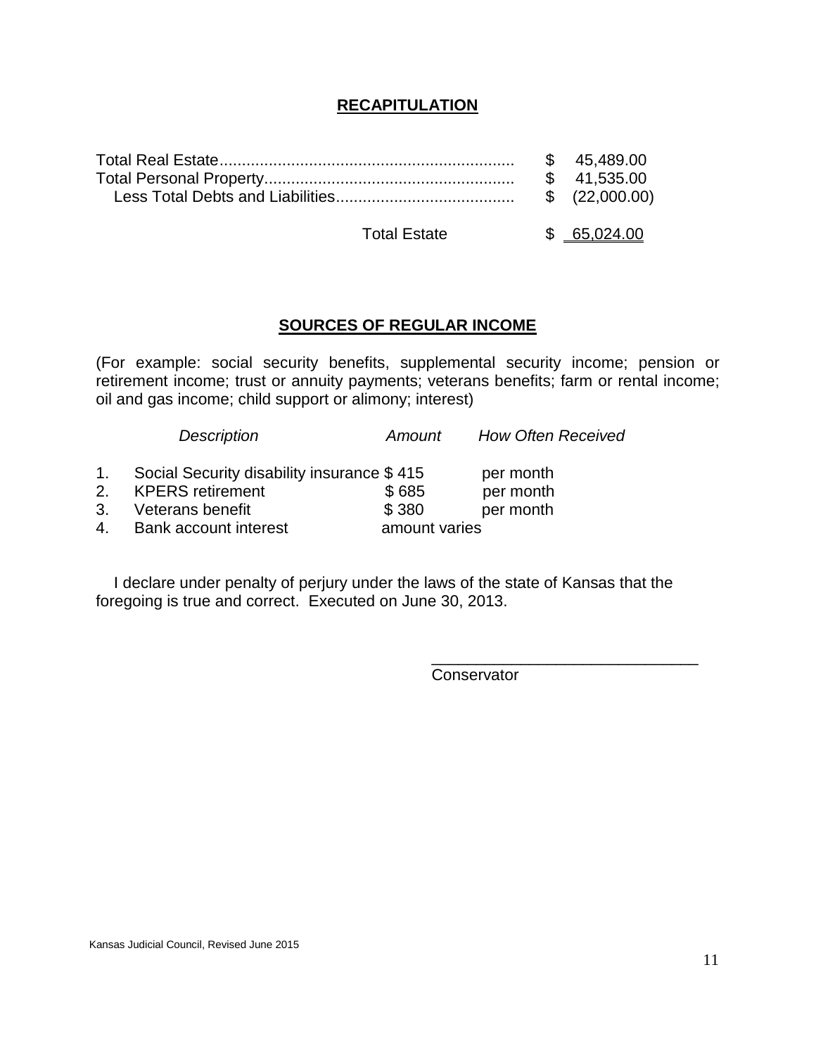## RECAPITULATION

| | |
|---|---|
| Total Real Estate | $ 45,489.00 |
| Total Personal Property | $ 41,535.00 |
| Less Total Debts and Liabilities | $ (22,000.00) |
| Total Estate | $ 65,024.00 |

## SOURCES OF REGULAR INCOME

(For example: social security benefits, supplemental security income; pension or retirement income; trust or annuity payments; veterans benefits; farm or rental income; oil and gas income; child support or alimony; interest)

| | *Description* | *Amount* | *How Often Received* |
|---|---|---|---|
| 1. | Social Security disability insurance | $ 415 | per month |
| 2. | KPERS retirement | $ 685 | per month |
| 3. | Veterans benefit | $ 380 | per month |
| 4. | Bank account interest | amount varies | |

I declare under penalty of perjury under the laws of the state of Kansas that the foregoing is true and correct. Executed on June 30, 2013.

\_\_\_\_\_\_\_\_\_\_\_\_\_\_\_\_\_\_\_\_\_\_\_\_\_\_\_\_\_\_
Conservator

Kansas Judicial Council, Revised June 2015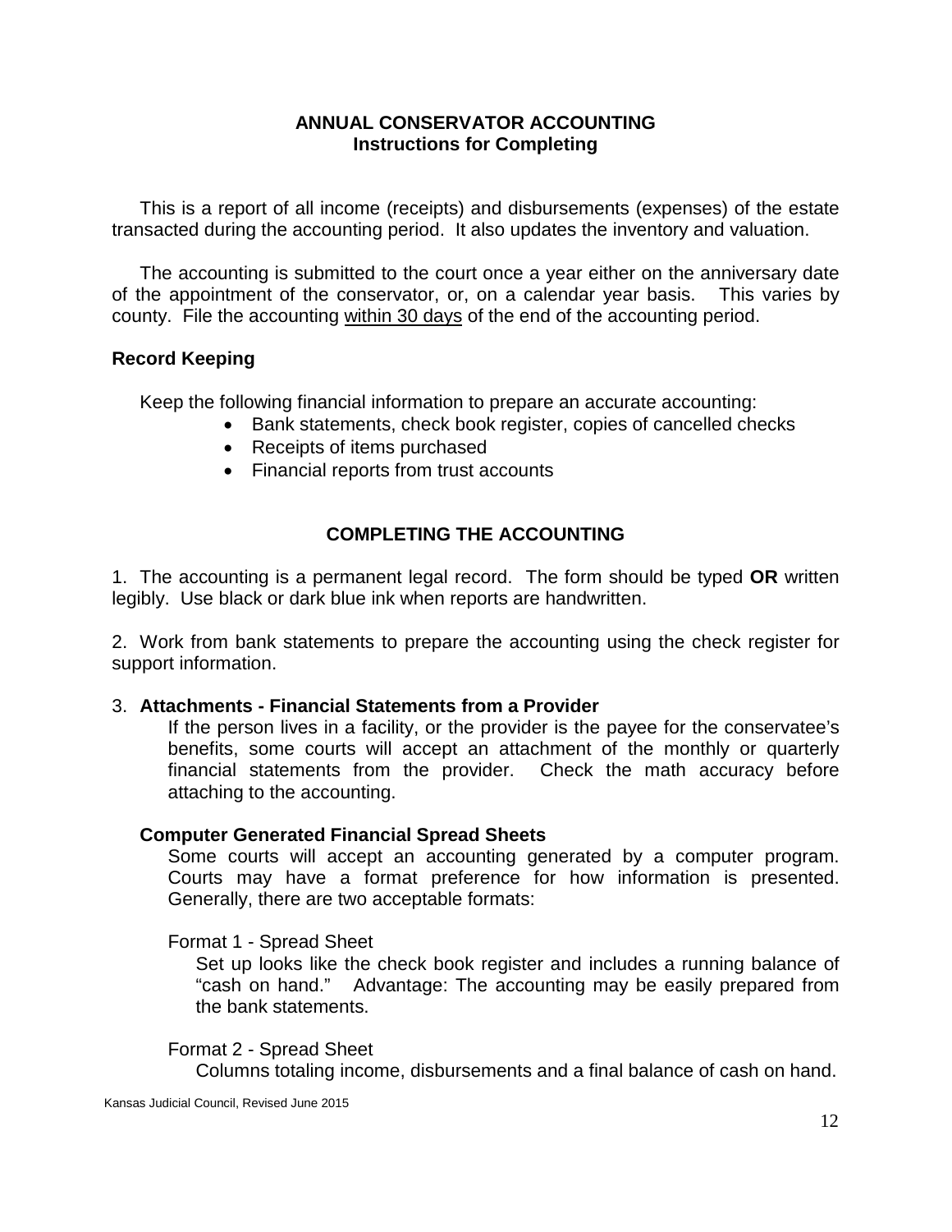## ANNUAL CONSERVATOR ACCOUNTING
### Instructions for Completing

This is a report of all income (receipts) and disbursements (expenses) of the estate transacted during the accounting period. It also updates the inventory and valuation.

The accounting is submitted to the court once a year either on the anniversary date of the appointment of the conservator, or, on a calendar year basis. This varies by county. File the accounting <u>within 30 days</u> of the end of the accounting period.

### Record Keeping

Keep the following financial information to prepare an accurate accounting:

- Bank statements, check book register, copies of cancelled checks
- Receipts of items purchased
- Financial reports from trust accounts

### COMPLETING THE ACCOUNTING

1. The accounting is a permanent legal record. The form should be typed **OR** written legibly. Use black or dark blue ink when reports are handwritten.

2. Work from bank statements to prepare the accounting using the check register for support information.

3. **Attachments - Financial Statements from a Provider**

   If the person lives in a facility, or the provider is the payee for the conservatee's benefits, some courts will accept an attachment of the monthly or quarterly financial statements from the provider. Check the math accuracy before attaching to the accounting.

   **Computer Generated Financial Spread Sheets**

   Some courts will accept an accounting generated by a computer program. Courts may have a format preference for how information is presented. Generally, there are two acceptable formats:

   Format 1 - Spread Sheet

   Set up looks like the check book register and includes a running balance of "cash on hand." Advantage: The accounting may be easily prepared from the bank statements.

   Format 2 - Spread Sheet

   Columns totaling income, disbursements and a final balance of cash on hand.

Kansas Judicial Council, Revised June 2015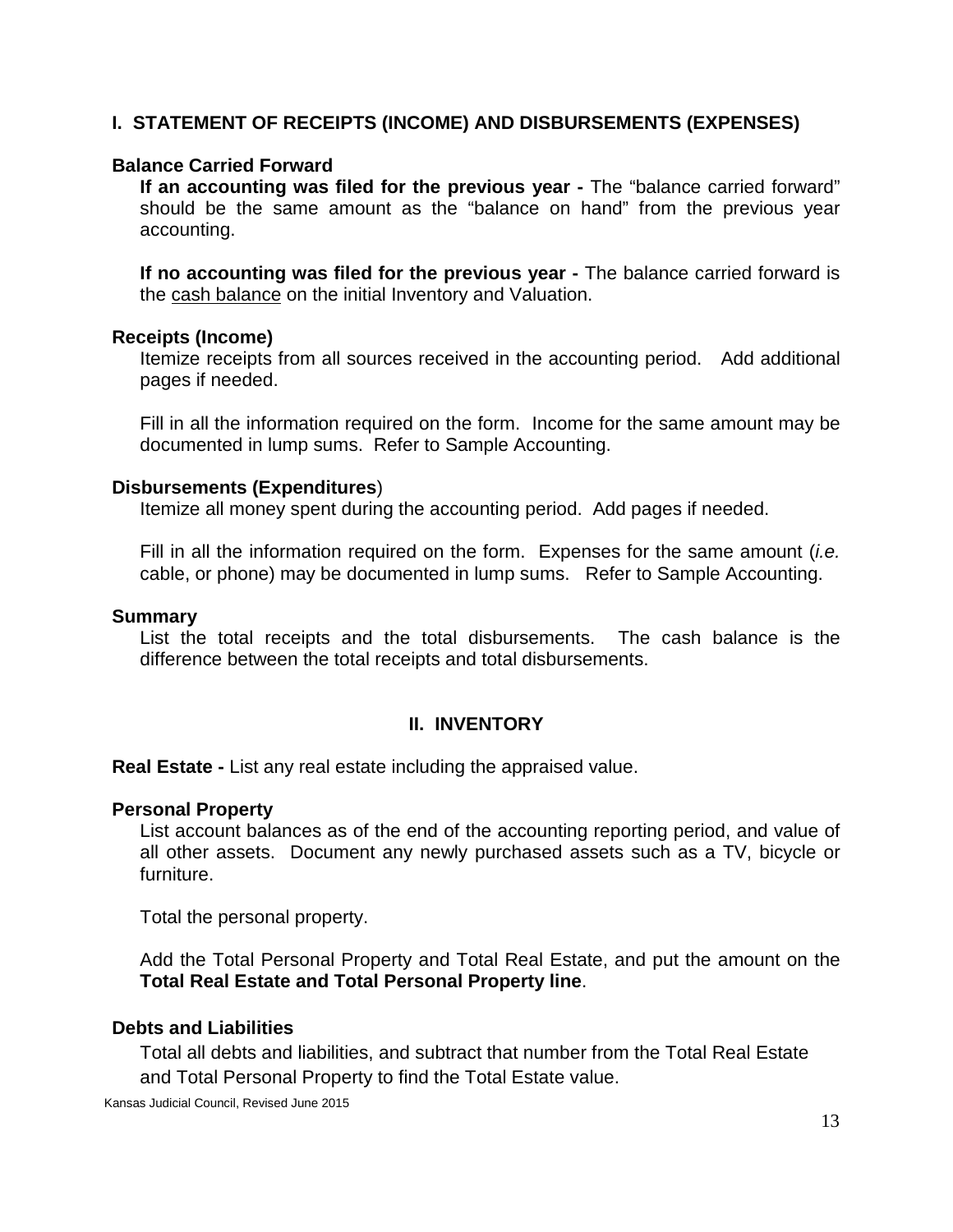## I. STATEMENT OF RECEIPTS (INCOME) AND DISBURSEMENTS (EXPENSES)

### Balance Carried Forward

**If an accounting was filed for the previous year -** The "balance carried forward" should be the same amount as the "balance on hand" from the previous year accounting.

**If no accounting was filed for the previous year -** The balance carried forward is the cash balance on the initial Inventory and Valuation.

### Receipts (Income)

Itemize receipts from all sources received in the accounting period. Add additional pages if needed.

Fill in all the information required on the form. Income for the same amount may be documented in lump sums. Refer to Sample Accounting.

### Disbursements (Expenditures)

Itemize all money spent during the accounting period. Add pages if needed.

Fill in all the information required on the form. Expenses for the same amount (*i.e.* cable, or phone) may be documented in lump sums. Refer to Sample Accounting.

### Summary

List the total receipts and the total disbursements. The cash balance is the difference between the total receipts and total disbursements.

## II. INVENTORY

**Real Estate -** List any real estate including the appraised value.

### Personal Property

List account balances as of the end of the accounting reporting period, and value of all other assets. Document any newly purchased assets such as a TV, bicycle or furniture.

Total the personal property.

Add the Total Personal Property and Total Real Estate, and put the amount on the **Total Real Estate and Total Personal Property line**.

### Debts and Liabilities

Total all debts and liabilities, and subtract that number from the Total Real Estate and Total Personal Property to find the Total Estate value.

Kansas Judicial Council, Revised June 2015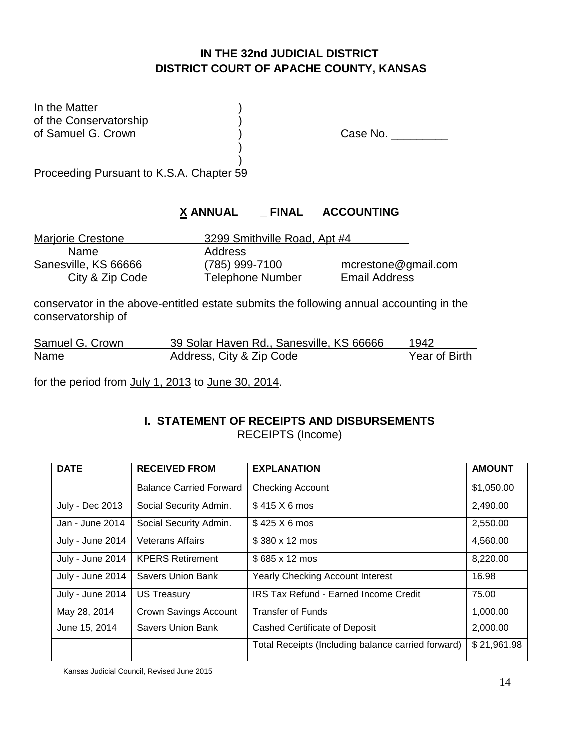**IN THE 32nd JUDICIAL DISTRICT**
**DISTRICT COURT OF APACHE COUNTY, KANSAS**

In the Matter )
of the Conservatorship )
of Samuel G. Crown ) Case No. _________
)
)
Proceeding Pursuant to K.S.A. Chapter 59

**X ANNUAL _ FINAL ACCOUNTING**

| Marjorie Crestone | 3299 Smithville Road, Apt #4 | |
|---|---|---|
| Name | Address | |
| Sanesville, KS 66666 | (785) 999-7100 | mcrestone@gmail.com |
| City & Zip Code | Telephone Number | Email Address |

conservator in the above-entitled estate submits the following annual accounting in the conservatorship of

| Samuel G. Crown | 39 Solar Haven Rd., Sanesville, KS 66666 | 1942 |
|---|---|---|
| Name | Address, City & Zip Code | Year of Birth |

for the period from July 1, 2013 to June 30, 2014.

## I. STATEMENT OF RECEIPTS AND DISBURSEMENTS

RECEIPTS (Income)

| DATE | RECEIVED FROM | EXPLANATION | AMOUNT |
|---|---|---|---|
| | Balance Carried Forward | Checking Account | $1,050.00 |
| July - Dec 2013 | Social Security Admin. | $ 415 X 6 mos | 2,490.00 |
| Jan - June 2014 | Social Security Admin. | $ 425 X 6 mos | 2,550.00 |
| July - June 2014 | Veterans Affairs | $ 380 x 12 mos | 4,560.00 |
| July - June 2014 | KPERS Retirement | $ 685 x 12 mos | 8,220.00 |
| July - June 2014 | Savers Union Bank | Yearly Checking Account Interest | 16.98 |
| July - June 2014 | US Treasury | IRS Tax Refund - Earned Income Credit | 75.00 |
| May 28, 2014 | Crown Savings Account | Transfer of Funds | 1,000.00 |
| June 15, 2014 | Savers Union Bank | Cashed Certificate of Deposit | 2,000.00 |
| | | Total Receipts (Including balance carried forward) | $ 21,961.98 |

Kansas Judicial Council, Revised June 2015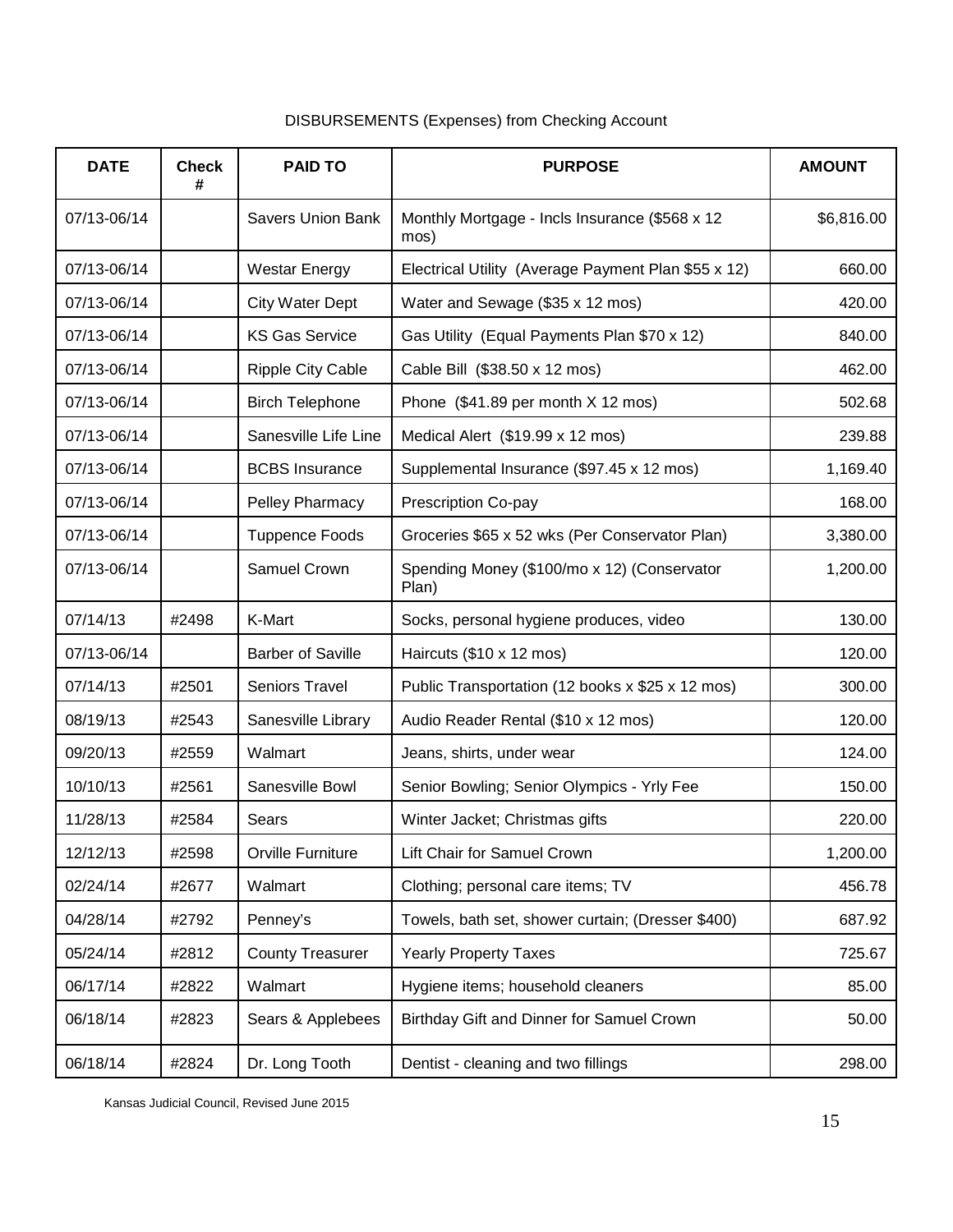DISBURSEMENTS (Expenses) from Checking Account

| DATE | Check # | PAID TO | PURPOSE | AMOUNT |
|---|---|---|---|---|
| 07/13-06/14 | | Savers Union Bank | Monthly Mortgage - Incls Insurance ($568 x 12 mos) | $6,816.00 |
| 07/13-06/14 | | Westar Energy | Electrical Utility (Average Payment Plan $55 x 12) | 660.00 |
| 07/13-06/14 | | City Water Dept | Water and Sewage ($35 x 12 mos) | 420.00 |
| 07/13-06/14 | | KS Gas Service | Gas Utility (Equal Payments Plan $70 x 12) | 840.00 |
| 07/13-06/14 | | Ripple City Cable | Cable Bill ($38.50 x 12 mos) | 462.00 |
| 07/13-06/14 | | Birch Telephone | Phone ($41.89 per month X 12 mos) | 502.68 |
| 07/13-06/14 | | Sanesville Life Line | Medical Alert ($19.99 x 12 mos) | 239.88 |
| 07/13-06/14 | | BCBS Insurance | Supplemental Insurance ($97.45 x 12 mos) | 1,169.40 |
| 07/13-06/14 | | Pelley Pharmacy | Prescription Co-pay | 168.00 |
| 07/13-06/14 | | Tuppence Foods | Groceries $65 x 52 wks (Per Conservator Plan) | 3,380.00 |
| 07/13-06/14 | | Samuel Crown | Spending Money ($100/mo x 12) (Conservator Plan) | 1,200.00 |
| 07/14/13 | #2498 | K-Mart | Socks, personal hygiene produces, video | 130.00 |
| 07/13-06/14 | | Barber of Saville | Haircuts ($10 x 12 mos) | 120.00 |
| 07/14/13 | #2501 | Seniors Travel | Public Transportation (12 books x $25 x 12 mos) | 300.00 |
| 08/19/13 | #2543 | Sanesville Library | Audio Reader Rental ($10 x 12 mos) | 120.00 |
| 09/20/13 | #2559 | Walmart | Jeans, shirts, under wear | 124.00 |
| 10/10/13 | #2561 | Sanesville Bowl | Senior Bowling; Senior Olympics - Yrly Fee | 150.00 |
| 11/28/13 | #2584 | Sears | Winter Jacket; Christmas gifts | 220.00 |
| 12/12/13 | #2598 | Orville Furniture | Lift Chair for Samuel Crown | 1,200.00 |
| 02/24/14 | #2677 | Walmart | Clothing; personal care items; TV | 456.78 |
| 04/28/14 | #2792 | Penney's | Towels, bath set, shower curtain; (Dresser $400) | 687.92 |
| 05/24/14 | #2812 | County Treasurer | Yearly Property Taxes | 725.67 |
| 06/17/14 | #2822 | Walmart | Hygiene items; household cleaners | 85.00 |
| 06/18/14 | #2823 | Sears & Applebees | Birthday Gift and Dinner for Samuel Crown | 50.00 |
| 06/18/14 | #2824 | Dr. Long Tooth | Dentist - cleaning and two fillings | 298.00 |

Kansas Judicial Council, Revised June 2015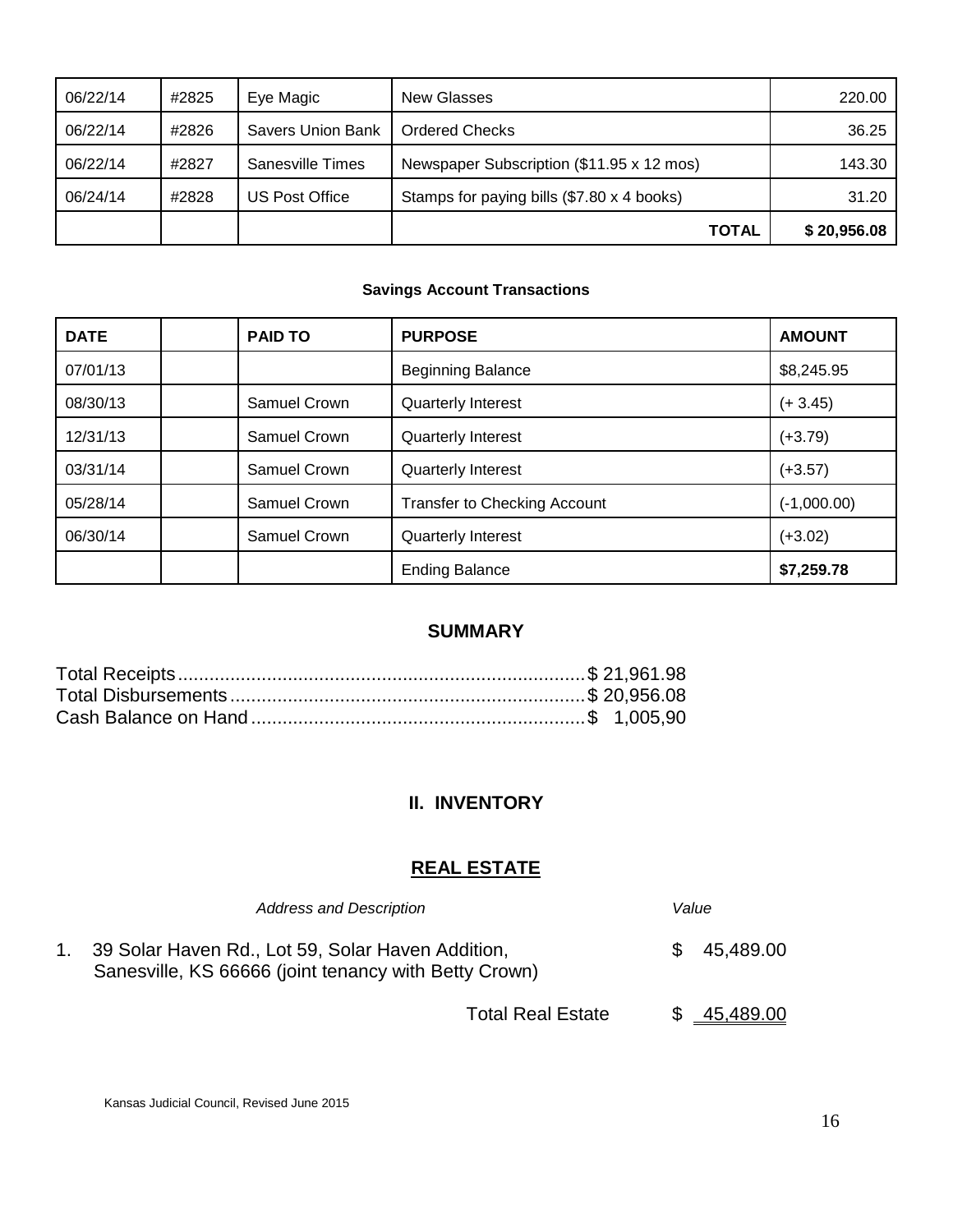| 06/22/14 | #2825 | Eye Magic | New Glasses | 220.00 |
|---|---|---|---|---|
| 06/22/14 | #2826 | Savers Union Bank | Ordered Checks | 36.25 |
| 06/22/14 | #2827 | Sanesville Times | Newspaper Subscription ($11.95 x 12 mos) | 143.30 |
| 06/24/14 | #2828 | US Post Office | Stamps for paying bills ($7.80 x 4 books) | 31.20 |
| | | | **TOTAL** | **$ 20,956.08** |

**Savings Account Transactions**

| **DATE** | | **PAID TO** | **PURPOSE** | **AMOUNT** |
|---|---|---|---|---|
| 07/01/13 | | | Beginning Balance | $8,245.95 |
| 08/30/13 | | Samuel Crown | Quarterly Interest | (+ 3.45) |
| 12/31/13 | | Samuel Crown | Quarterly Interest | (+3.79) |
| 03/31/14 | | Samuel Crown | Quarterly Interest | (+3.57) |
| 05/28/14 | | Samuel Crown | Transfer to Checking Account | (-1,000.00) |
| 06/30/14 | | Samuel Crown | Quarterly Interest | (+3.02) |
| | | | Ending Balance | **$7,259.78** |

## SUMMARY

Total Receipts............................................................................$ 21,961.98
Total Disbursements..................................................................$ 20,956.08
Cash Balance on Hand..............................................................$ 1,005,90

## II. INVENTORY

## REAL ESTATE

| | *Address and Description* | *Value* |
|---|---|---|
| 1. | 39 Solar Haven Rd., Lot 59, Solar Haven Addition, Sanesville, KS 66666 (joint tenancy with Betty Crown) | $ 45,489.00 |
| | Total Real Estate | $ 45,489.00 |

Kansas Judicial Council, Revised June 2015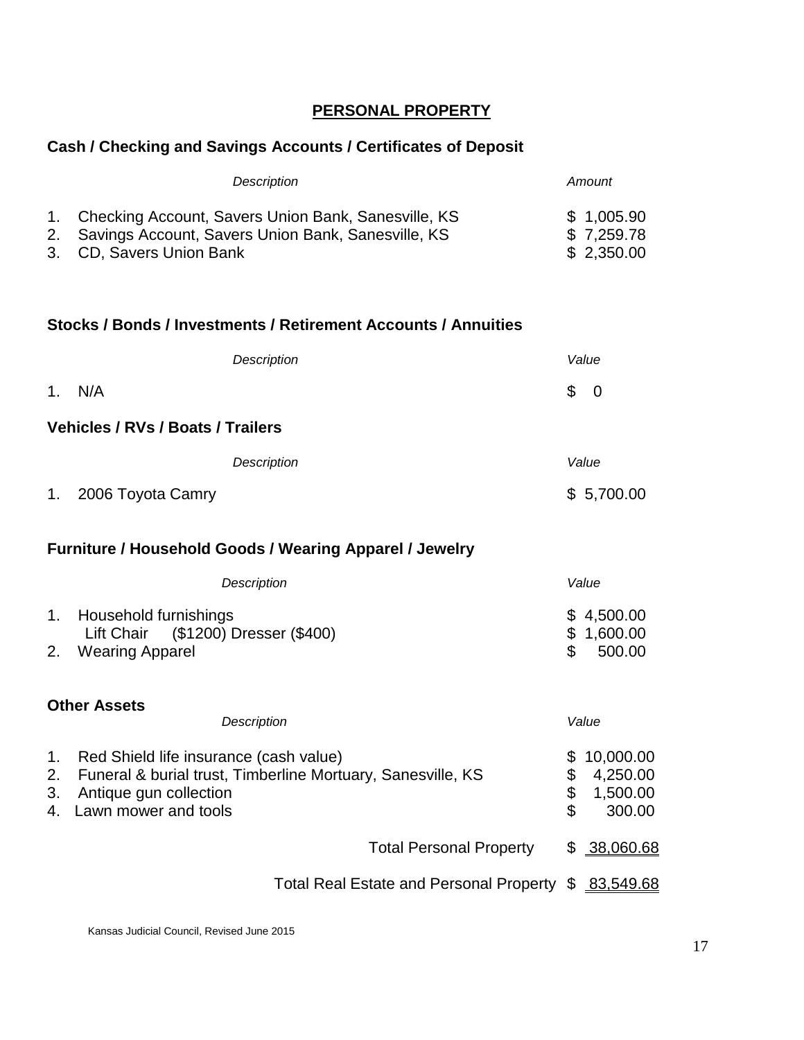## PERSONAL PROPERTY

### Cash / Checking and Savings Accounts / Certificates of Deposit

| | *Description* | *Amount* |
|---|---|---|
| 1. | Checking Account, Savers Union Bank, Sanesville, KS | $ 1,005.90 |
| 2. | Savings Account, Savers Union Bank, Sanesville, KS | $ 7,259.78 |
| 3. | CD, Savers Union Bank | $ 2,350.00 |

### Stocks / Bonds / Investments / Retirement Accounts / Annuities

| | *Description* | *Value* |
|---|---|---|
| 1. | N/A | $ 0 |

### Vehicles / RVs / Boats / Trailers

| | *Description* | *Value* |
|---|---|---|
| 1. | 2006 Toyota Camry | $ 5,700.00 |

### Furniture / Household Goods / Wearing Apparel / Jewelry

| | *Description* | *Value* |
|---|---|---|
| 1. | Household furnishings | $ 4,500.00 |
| | Lift Chair ($1200) Dresser ($400) | $ 1,600.00 |
| 2. | Wearing Apparel | $ 500.00 |

### Other Assets

| | *Description* | *Value* |
|---|---|---|
| 1. | Red Shield life insurance (cash value) | $ 10,000.00 |
| 2. | Funeral & burial trust, Timberline Mortuary, Sanesville, KS | $ 4,250.00 |
| 3. | Antique gun collection | $ 1,500.00 |
| 4. | Lawn mower and tools | $ 300.00 |

Total Personal Property $ 38,060.68

Total Real Estate and Personal Property $ 83,549.68

Kansas Judicial Council, Revised June 2015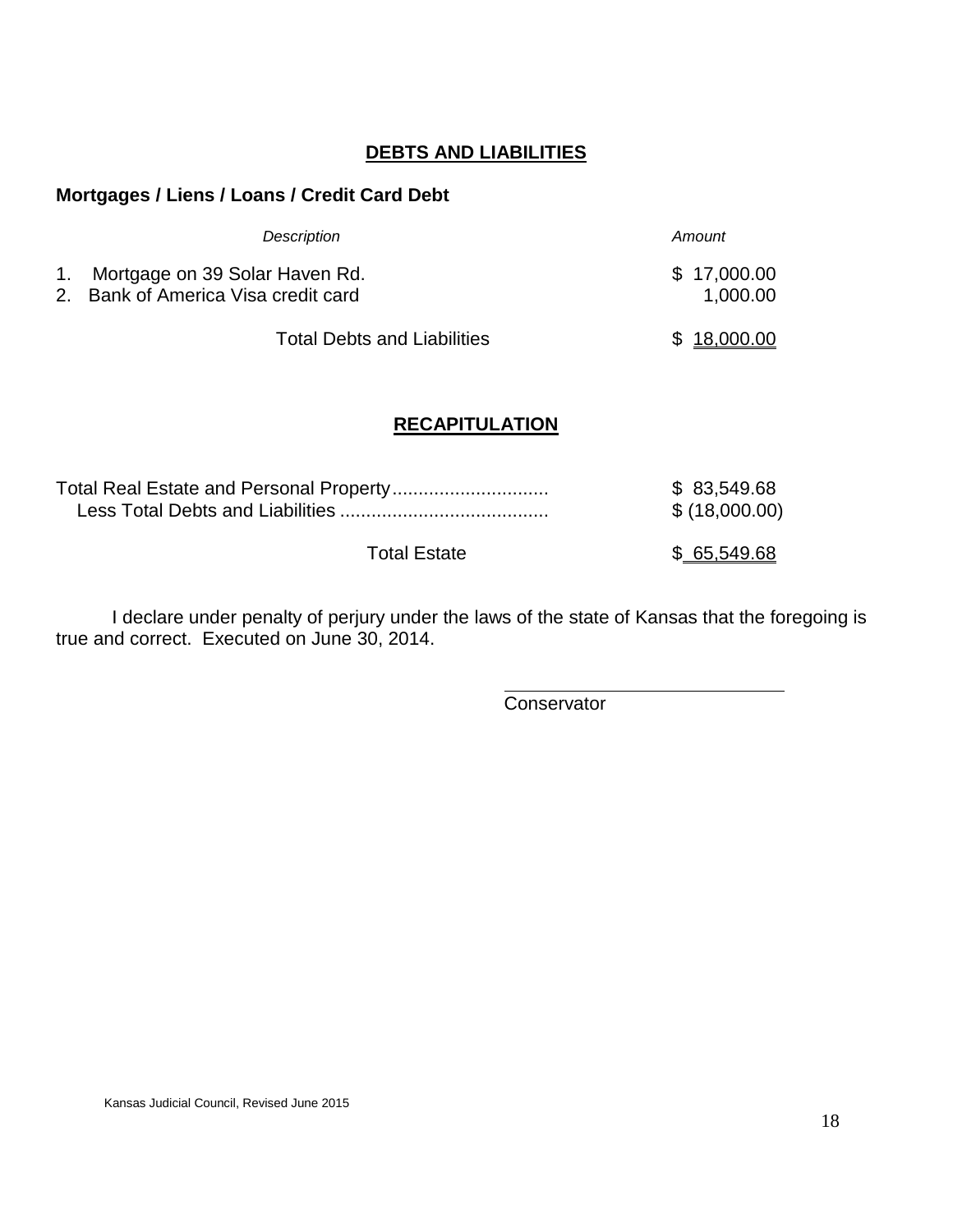## DEBTS AND LIABILITIES

### Mortgages / Liens / Loans / Credit Card Debt

| | *Description* | *Amount* |
|---|---|---|
| 1. | Mortgage on 39 Solar Haven Rd. | $ 17,000.00 |
| 2. | Bank of America Visa credit card | 1,000.00 |
| | Total Debts and Liabilities | $ 18,000.00 |

## RECAPITULATION

| | |
|---|---|
| Total Real Estate and Personal Property............................. | $ 83,549.68 |
| Less Total Debts and Liabilities ....................................... | $ (18,000.00) |
| Total Estate | $ 65,549.68 |

I declare under penalty of perjury under the laws of the state of Kansas that the foregoing is true and correct. Executed on June 30, 2014.

\_\_\_\_\_\_\_\_\_\_\_\_\_\_\_\_\_\_\_\_\_\_\_\_\_\_\_\_

Conservator

Kansas Judicial Council, Revised June 2015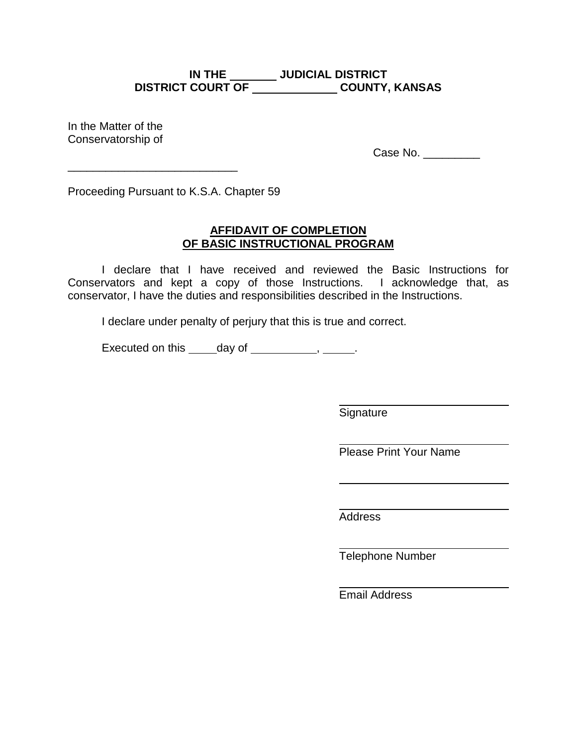**IN THE \_\_\_\_\_\_\_\_ JUDICIAL DISTRICT**
**DISTRICT COURT OF \_\_\_\_\_\_\_\_\_\_\_\_\_\_ COUNTY, KANSAS**

In the Matter of the
Conservatorship of

Case No. _________

___________________________

Proceeding Pursuant to K.S.A. Chapter 59

**AFFIDAVIT OF COMPLETION**
**OF BASIC INSTRUCTIONAL PROGRAM**

I declare that I have received and reviewed the Basic Instructions for Conservators and kept a copy of those Instructions. I acknowledge that, as conservator, I have the duties and responsibilities described in the Instructions.

I declare under penalty of perjury that this is true and correct.

Executed on this _____ day of ___________, _____.

______________________________
Signature

______________________________
Please Print Your Name

______________________________

______________________________
Address

______________________________
Telephone Number

______________________________
Email Address